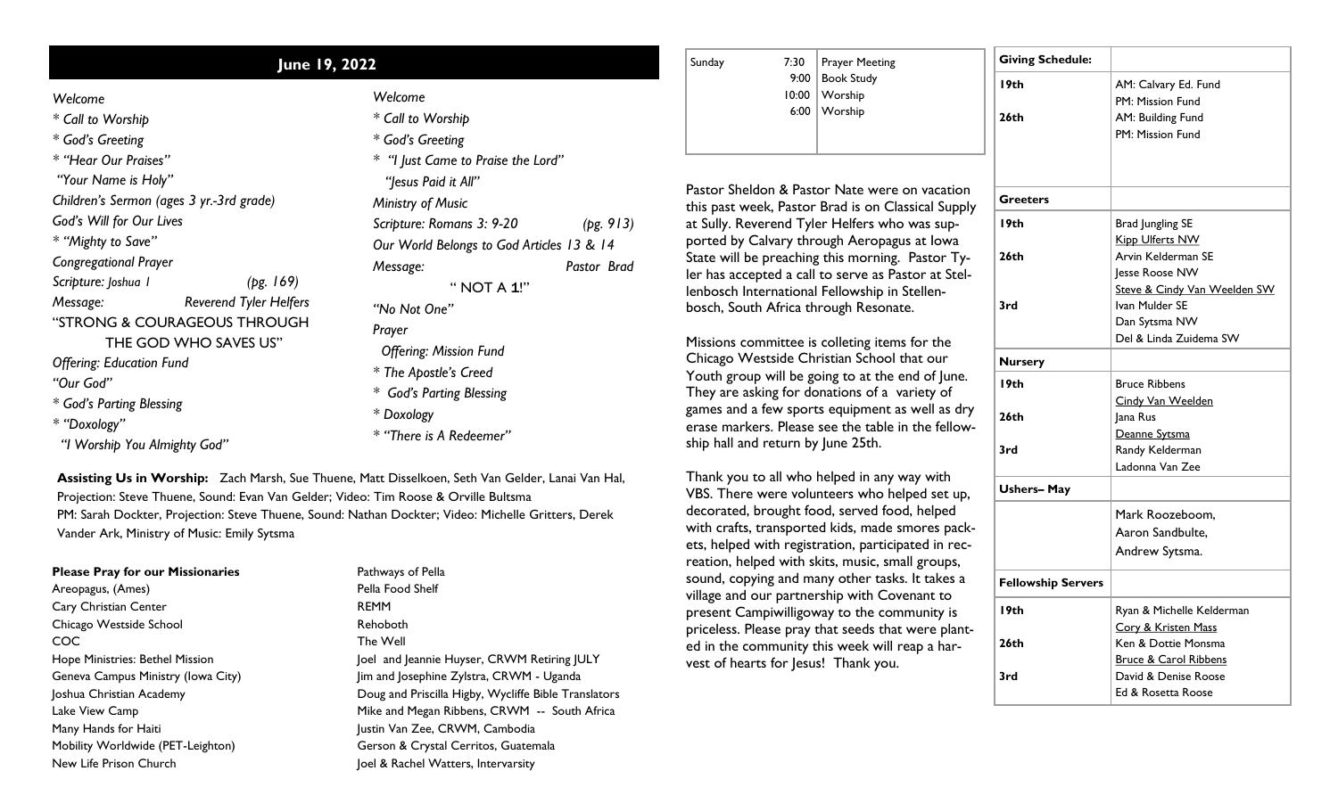## June 19, 2022

*Welcome*

*\* Call to Worship*

*\* God's Greeting*

*\* "Hear Our Praises"*

*"Your Name is Holy"*

*Children's Sermon (ages 3 yr.-3rd grade)*

*God's Will for Our Lives*

*\* "Mighty to Save"*

*Congregational Prayer*

*Scripture: Joshua 1 (pg. 169)*

*Message: Reverend Tyler Helfers*

"STRONG & COURAGEOUS THROUGH THE GOD WHO SAVES US"

*Offering: Education Fund*

*"Our God"*

*\* God's Parting Blessing*

*\* "Doxology"*

*"I Worship You Almighty God"*

---

*Welcome*

*\* Call to Worship*

*\* God's Greeting*

*\* "I Just Came to Praise the Lord"*

*"Jesus Paid it All"*

*Ministry of Music*

*Scripture: Romans 3: 9-20 (pg. 913)*

*Our World Belongs to God Articles 13 & 14*

*Message: Pastor Brad*

" NOT A 1!"

*"No Not One"*

*Prayer*

*Offering: Mission Fund*

*\* The Apostle's Creed*

*\* God's Parting Blessing*

*\* Doxology*

*\* "There is A Redeemer"*

**Assisting Us in Worship:** Zach Marsh, Sue Thuene, Matt Disselkoen, Seth Van Gelder, Lanai Van Hal, Projection: Steve Thuene, Sound: Evan Van Gelder; Video: Tim Roose & Orville Bultsma
PM: Sarah Dockter, Projection: Steve Thuene, Sound: Nathan Dockter; Video: Michelle Gritters, Derek Vander Ark, Ministry of Music: Emily Sytsma

**Please Pray for our Missionaries**

Areopagus, (Ames)
Cary Christian Center
Chicago Westside School
COC
Hope Ministries: Bethel Mission
Geneva Campus Ministry (Iowa City)
Joshua Christian Academy
Lake View Camp
Many Hands for Haiti
Mobility Worldwide (PET-Leighton)
New Life Prison Church
Pathways of Pella
Pella Food Shelf
REMM
Rehoboth
The Well
Joel and Jeannie Huyser, CRWM Retiring JULY
Jim and Josephine Zylstra, CRWM - Uganda
Doug and Priscilla Higby, Wycliffe Bible Translators
Mike and Megan Ribbens, CRWM -- South Africa
Justin Van Zee, CRWM, Cambodia
Gerson & Crystal Cerritos, Guatemala
Joel & Rachel Watters, Intervarsity

| Sunday | | |
|---|---|---|
| | 7:30 | Prayer Meeting |
| | 9:00 | Book Study |
| | 10:00 | Worship |
| | 6:00 | Worship |

Pastor Sheldon & Pastor Nate were on vacation this past week, Pastor Brad is on Classical Supply at Sully. Reverend Tyler Helfers who was supported by Calvary through Aeropagus at Iowa State will be preaching this morning. Pastor Tyler has accepted a call to serve as Pastor at Stellenbosch International Fellowship in Stellenbosch, South Africa through Resonate.

Missions committee is colleting items for the Chicago Westside Christian School that our Youth group will be going to at the end of June. They are asking for donations of a variety of games and a few sports equipment as well as dry erase markers. Please see the table in the fellowship hall and return by June 25th.

Thank you to all who helped in any way with VBS. There were volunteers who helped set up, decorated, brought food, served food, helped with crafts, transported kids, made smores packets, helped with registration, participated in recreation, helped with skits, music, small groups, sound, copying and many other tasks. It takes a village and our partnership with Covenant to present Campiwilligoway to the community is priceless. Please pray that seeds that were planted in the community this week will reap a harvest of hearts for Jesus! Thank you.

| **Giving Schedule:** | |
|---|---|
| **19th** | AM: Calvary Ed. Fund<br>PM: Mission Fund |
| **26th** | AM: Building Fund<br>PM: Mission Fund |
| **Greeters** | |
| **19th** | Brad Jungling SE<br>Kipp Ulferts NW |
| **26th** | Arvin Kelderman SE<br>Jesse Roose NW<br>Steve & Cindy Van Weelden SW |
| **3rd** | Ivan Mulder SE<br>Dan Sytsma NW<br>Del & Linda Zuidema SW |
| **Nursery** | |
| **19th** | Bruce Ribbens<br>Cindy Van Weelden |
| **26th** | Jana Rus<br>Deanne Sytsma |
| **3rd** | Randy Kelderman<br>Ladonna Van Zee |
| **Ushers– May** | |
| | Mark Roozeboom,<br>Aaron Sandbulte,<br>Andrew Sytsma. |
| **Fellowship Servers** | |
| **19th** | Ryan & Michelle Kelderman<br>Cory & Kristen Mass |
| **26th** | Ken & Dottie Monsma<br>Bruce & Carol Ribbens |
| **3rd** | David & Denise Roose<br>Ed & Rosetta Roose |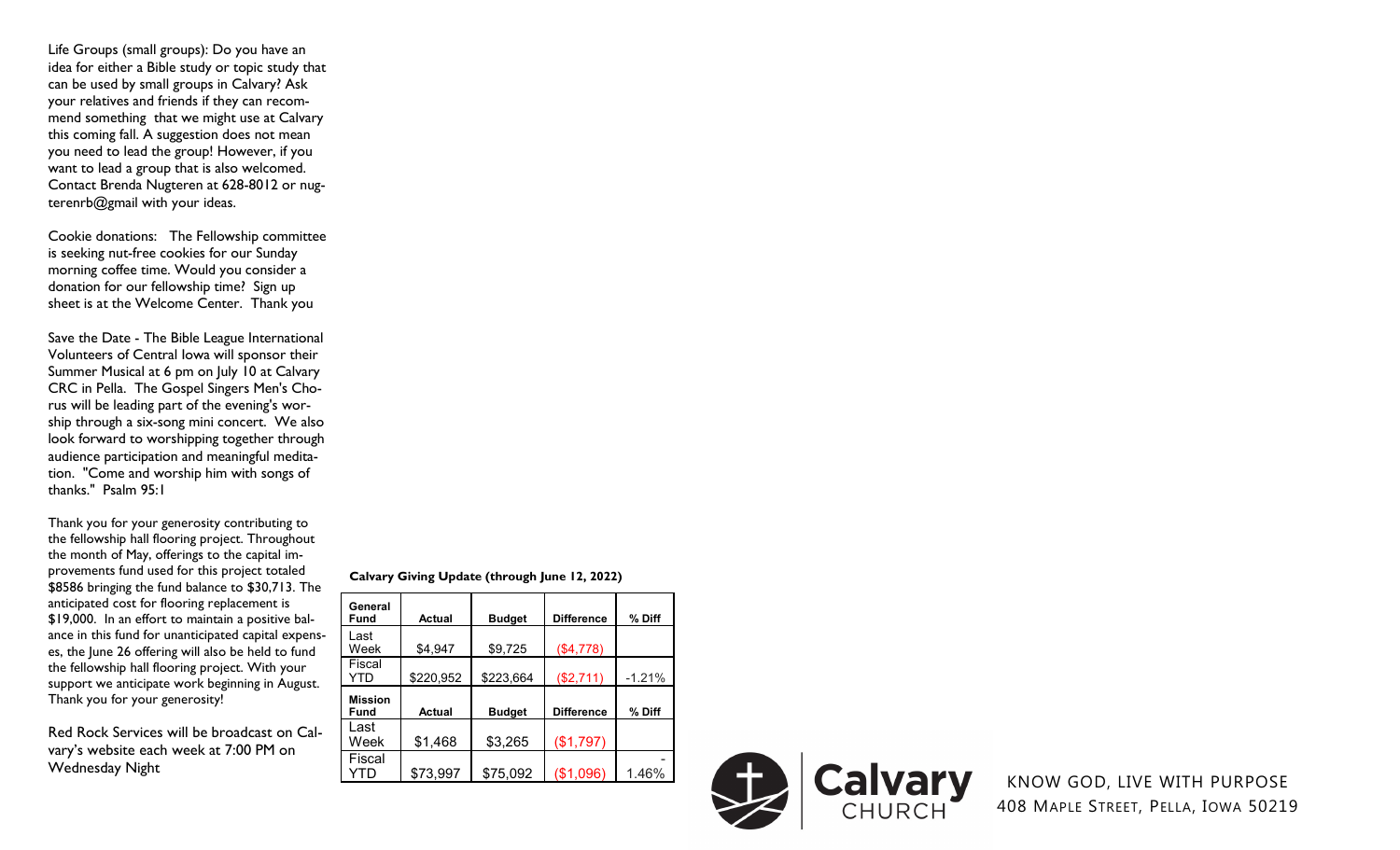Life Groups (small groups): Do you have an idea for either a Bible study or topic study that can be used by small groups in Calvary? Ask your relatives and friends if they can recommend something that we might use at Calvary this coming fall. A suggestion does not mean you need to lead the group! However, if you want to lead a group that is also welcomed. Contact Brenda Nugteren at 628-8012 or nugterenrb@gmail with your ideas.

Cookie donations: The Fellowship committee is seeking nut-free cookies for our Sunday morning coffee time. Would you consider a donation for our fellowship time? Sign up sheet is at the Welcome Center. Thank you

Save the Date - The Bible League International Volunteers of Central Iowa will sponsor their Summer Musical at 6 pm on July 10 at Calvary CRC in Pella. The Gospel Singers Men's Chorus will be leading part of the evening's worship through a six-song mini concert. We also look forward to worshipping together through audience participation and meaningful meditation. "Come and worship him with songs of thanks." Psalm 95:1

Thank you for your generosity contributing to the fellowship hall flooring project. Throughout the month of May, offerings to the capital improvements fund used for this project totaled $8586 bringing the fund balance to $30,713. The anticipated cost for flooring replacement is $19,000. In an effort to maintain a positive balance in this fund for unanticipated capital expenses, the June 26 offering will also be held to fund the fellowship hall flooring project. With your support we anticipate work beginning in August. Thank you for your generosity!

Red Rock Services will be broadcast on Calvary's website each week at 7:00 PM on Wednesday Night

**Calvary Giving Update (through June 12, 2022)**

| **General Fund** | **Actual** | **Budget** | **Difference** | **% Diff** |
|---|---|---|---|---|
| Last Week | $4,947 | $9,725 | ($4,778) | |
| Fiscal YTD | $220,952 | $223,664 | ($2,711) | -1.21% |
| **Mission Fund** | **Actual** | **Budget** | **Difference** | **% Diff** |
| Last Week | $1,468 | $3,265 | ($1,797) | |
| Fiscal YTD | $73,997 | $75,092 | ($1,096) | -1.46% |

Calvary CHURCH

KNOW GOD, LIVE WITH PURPOSE

408 MAPLE STREET, PELLA, IOWA 50219